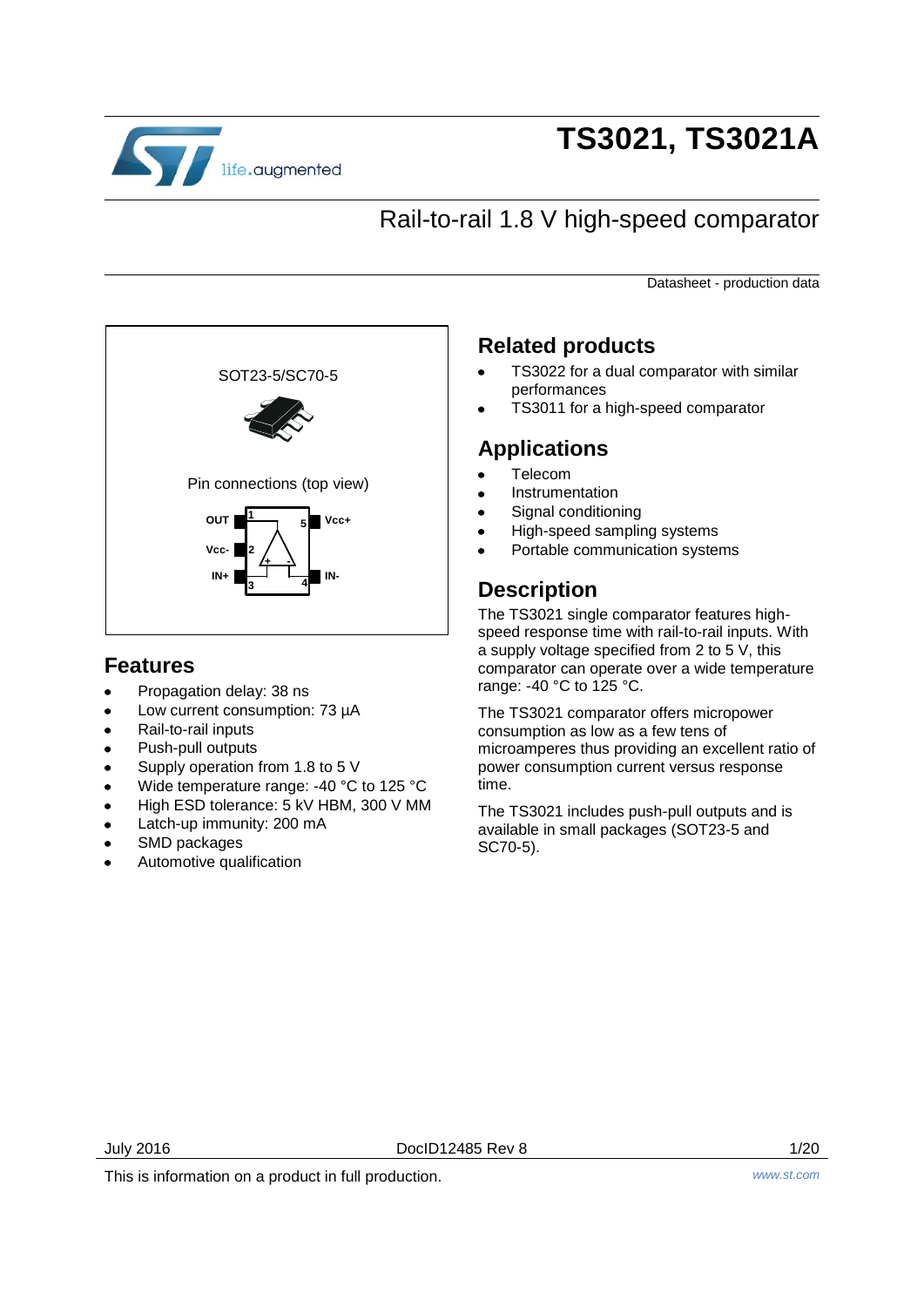# TS3021, TS3021A

## Rail-to-rail 1.8 V high-speed comparator

Datasheet - production data

SOT23-5/SC70-5

Pin connections (top view)

OUT 1
Vcc- 2
IN+ 3
4 IN-
5 Vcc+

## Features

- Propagation delay: 38 ns
- Low current consumption: 73 µA
- Rail-to-rail inputs
- Push-pull outputs
- Supply operation from 1.8 to 5 V
- Wide temperature range: -40 °C to 125 °C
- High ESD tolerance: 5 kV HBM, 300 V MM
- Latch-up immunity: 200 mA
- SMD packages
- Automotive qualification

## Related products

- TS3022 for a dual comparator with similar performances
- TS3011 for a high-speed comparator

## Applications

- Telecom
- Instrumentation
- Signal conditioning
- High-speed sampling systems
- Portable communication systems

## Description

The TS3021 single comparator features high-speed response time with rail-to-rail inputs. With a supply voltage specified from 2 to 5 V, this comparator can operate over a wide temperature range: -40 °C to 125 °C.

The TS3021 comparator offers micropower consumption as low as a few tens of microamperes thus providing an excellent ratio of power consumption current versus response time.

The TS3021 includes push-pull outputs and is available in small packages (SOT23-5 and SC70-5).

July 2016 DocID12485 Rev 8

This is information on a product in full production.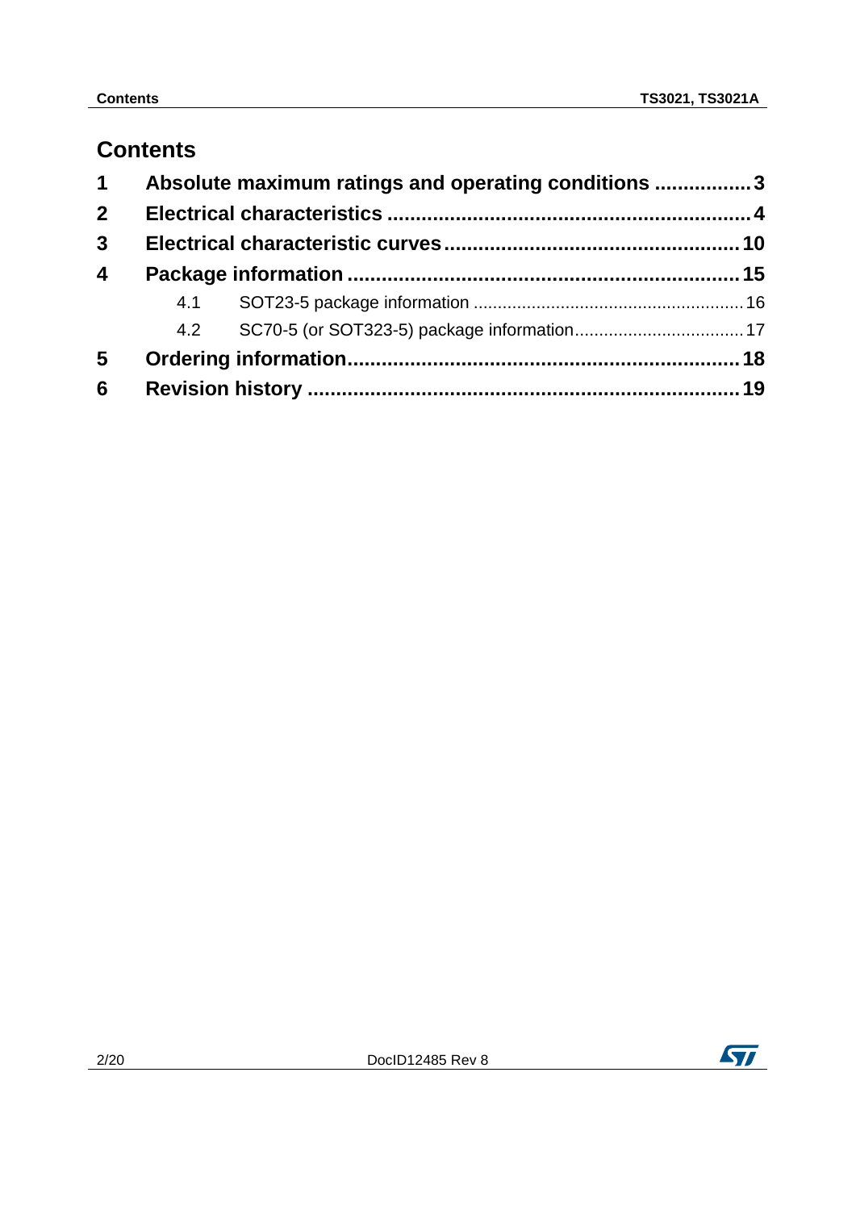# Contents

1 Absolute maximum ratings and operating conditions ................. 3

2 Electrical characteristics ............................................................... 4

3 Electrical characteristic curves ................................................... 10

4 Package information .................................................................... 15

 4.1 SOT23-5 package information ...................................................... 16

 4.2 SC70-5 (or SOT323-5) package information .................................. 17

5 Ordering information .................................................................... 18

6 Revision history ........................................................................... 19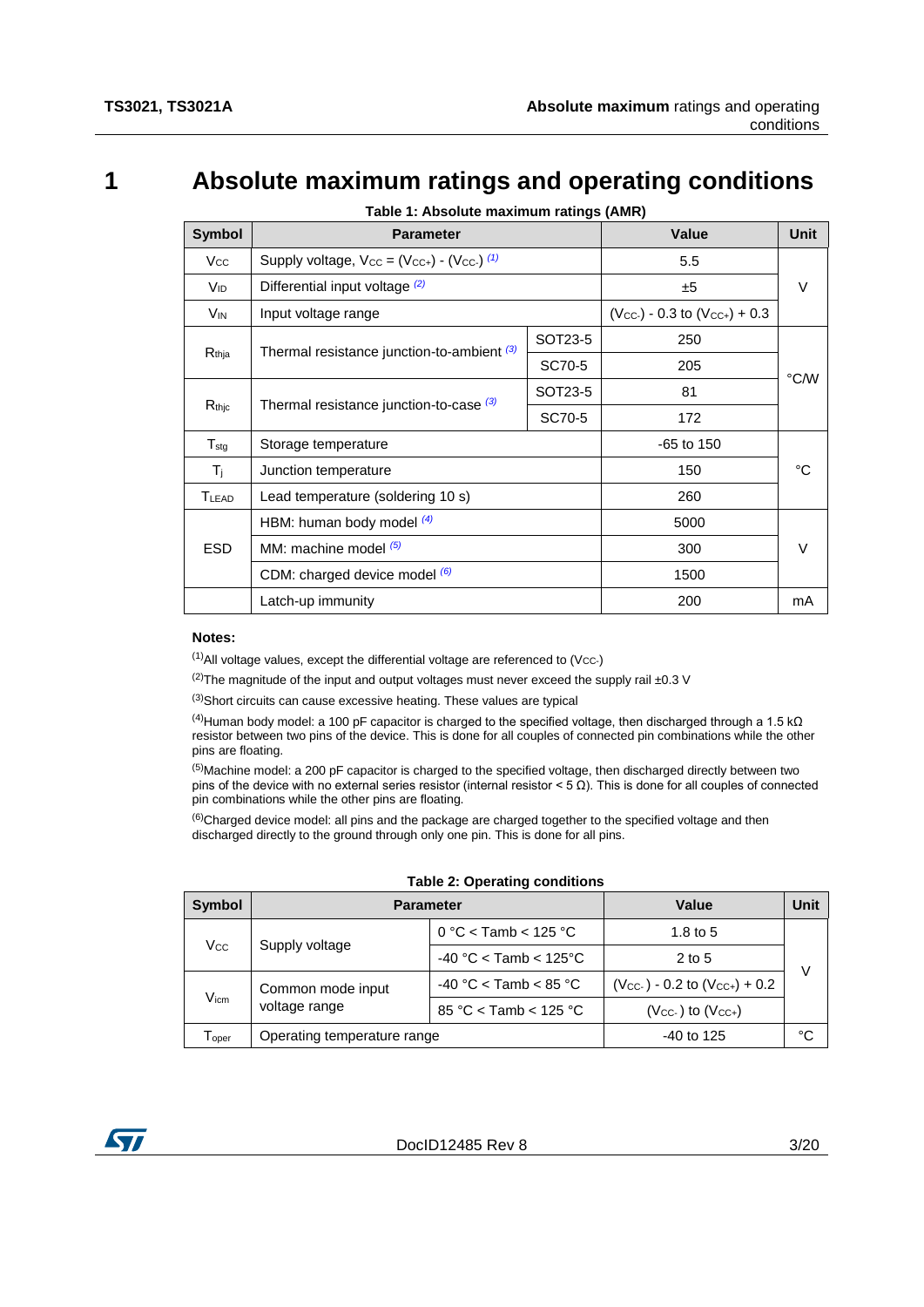# 1 Absolute maximum ratings and operating conditions

**Table 1: Absolute maximum ratings (AMR)**

| Symbol | Parameter | | Value | Unit |
|---|---|---|---|---|
| $V_{CC}$ | Supply voltage, $V_{CC} = (V_{CC+}) - (V_{CC-})$ [(1)] | | 5.5 | V |
| $V_{ID}$ | Differential input voltage [(2)] | | ±5 | V |
| $V_{IN}$ | Input voltage range | | $(V_{CC-}) - 0.3$ to $(V_{CC+}) + 0.3$ | V |
| $R_{thja}$ | Thermal resistance junction-to-ambient [(3)] | SOT23-5 | 250 | °C/W |
| | | SC70-5 | 205 | |
| $R_{thjc}$ | Thermal resistance junction-to-case [(3)] | SOT23-5 | 81 | |
| | | SC70-5 | 172 | |
| $T_{stg}$ | Storage temperature | | -65 to 150 | °C |
| $T_j$ | Junction temperature | | 150 | |
| $T_{LEAD}$ | Lead temperature (soldering 10 s) | | 260 | |
| ESD | HBM: human body model [(4)] | | 5000 | V |
| | MM: machine model [(5)] | | 300 | |
| | CDM: charged device model [(6)] | | 1500 | |
| | Latch-up immunity | | 200 | mA |

**Notes:**

[(1)] All voltage values, except the differential voltage are referenced to ($V_{CC-}$)

[(2)] The magnitude of the input and output voltages must never exceed the supply rail ±0.3 V

[(3)] Short circuits can cause excessive heating. These values are typical

[(4)] Human body model: a 100 pF capacitor is charged to the specified voltage, then discharged through a 1.5 kΩ resistor between two pins of the device. This is done for all couples of connected pin combinations while the other pins are floating.

[(5)] Machine model: a 200 pF capacitor is charged to the specified voltage, then discharged directly between two pins of the device with no external series resistor (internal resistor < 5 Ω). This is done for all couples of connected pin combinations while the other pins are floating.

[(6)] Charged device model: all pins and the package are charged together to the specified voltage and then discharged directly to the ground through only one pin. This is done for all pins.

**Table 2: Operating conditions**

| Symbol | Parameter | | Value | Unit |
|---|---|---|---|---|
| $V_{CC}$ | Supply voltage | 0 °C < Tamb < 125 °C | 1.8 to 5 | V |
| | | -40 °C < Tamb < 125°C | 2 to 5 | |
| $V_{icm}$ | Common mode input voltage range | -40 °C < Tamb < 85 °C | $(V_{CC-}) - 0.2$ to $(V_{CC+}) + 0.2$ | |
| | | 85 °C < Tamb < 125 °C | $(V_{CC-})$ to $(V_{CC+})$ | |
| $T_{oper}$ | Operating temperature range | | -40 to 125 | °C |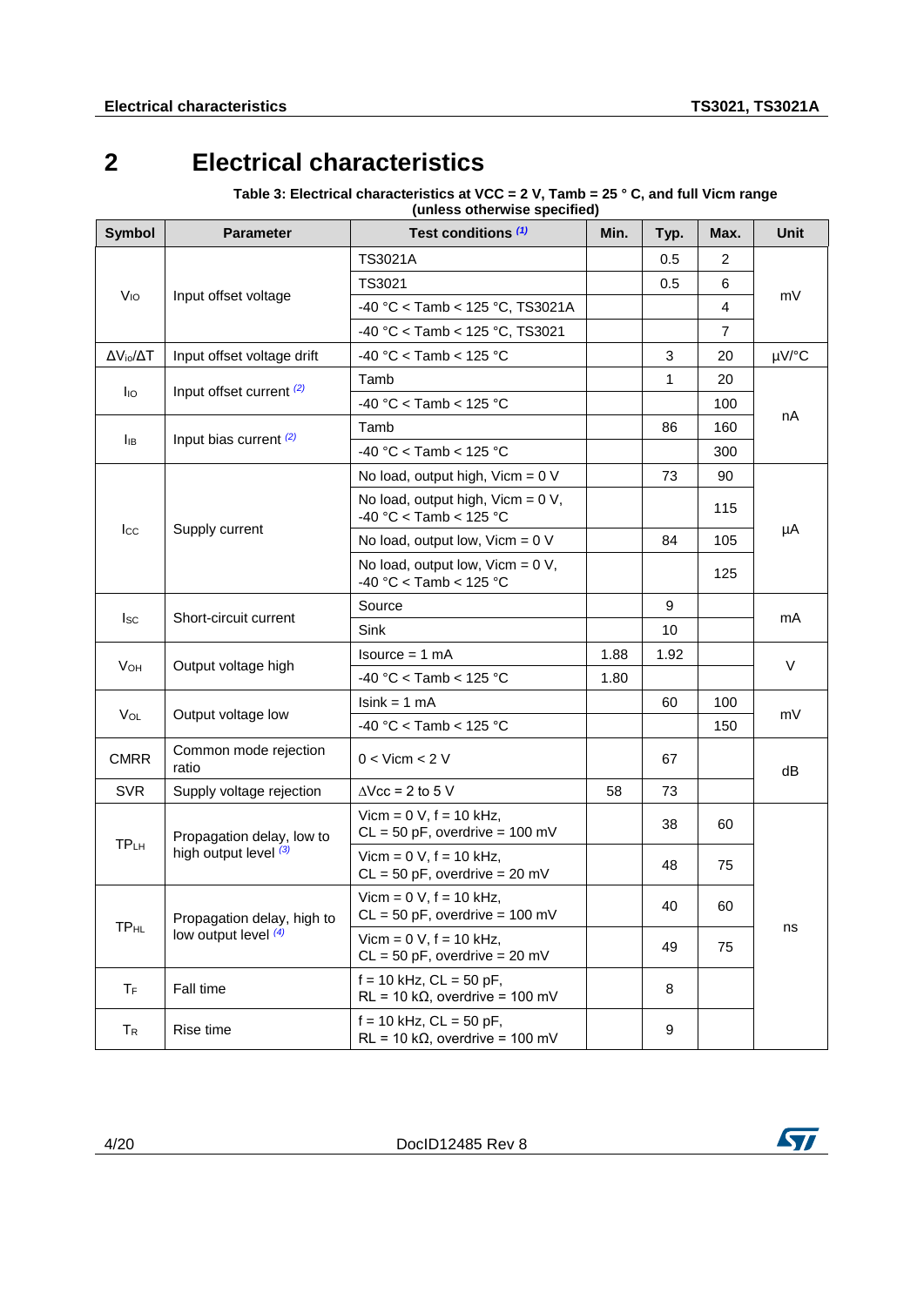# 2 Electrical characteristics

**Table 3: Electrical characteristics at VCC = 2 V, Tamb = 25 ° C, and full Vicm range (unless otherwise specified)**

| Symbol | Parameter | Test conditions [(1)] | Min. | Typ. | Max. | Unit |
|---|---|---|---|---|---|---|
| $V_{IO}$ | Input offset voltage | TS3021A | | 0.5 | 2 | mV |
| | | TS3021 | | 0.5 | 6 | |
| | | -40 °C < Tamb < 125 °C, TS3021A | | | 4 | |
| | | -40 °C < Tamb < 125 °C, TS3021 | | | 7 | |
| $\Delta V_{io}/\Delta T$ | Input offset voltage drift | -40 °C < Tamb < 125 °C | | 3 | 20 | µV/°C |
| $I_{IO}$ | Input offset current [(2)] | Tamb | | 1 | 20 | nA |
| | | -40 °C < Tamb < 125 °C | | | 100 | |
| $I_{IB}$ | Input bias current [(2)] | Tamb | | 86 | 160 | |
| | | -40 °C < Tamb < 125 °C | | | 300 | |
| $I_{CC}$ | Supply current | No load, output high, Vicm = 0 V | | 73 | 90 | µA |
| | | No load, output high, Vicm = 0 V, -40 °C < Tamb < 125 °C | | | 115 | |
| | | No load, output low, Vicm = 0 V | | 84 | 105 | |
| | | No load, output low, Vicm = 0 V, -40 °C < Tamb < 125 °C | | | 125 | |
| $I_{SC}$ | Short-circuit current | Source | | 9 | | mA |
| | | Sink | | 10 | | |
| $V_{OH}$ | Output voltage high | Isource = 1 mA | 1.88 | 1.92 | | V |
| | | -40 °C < Tamb < 125 °C | 1.80 | | | |
| $V_{OL}$ | Output voltage low | Isink = 1 mA | | 60 | 100 | mV |
| | | -40 °C < Tamb < 125 °C | | | 150 | |
| CMRR | Common mode rejection ratio | 0 < Vicm < 2 V | | 67 | | dB |
| SVR | Supply voltage rejection | ∆Vcc = 2 to 5 V | 58 | 73 | | |
| $TP_{LH}$ | Propagation delay, low to high output level [(3)] | Vicm = 0 V, f = 10 kHz, CL = 50 pF, overdrive = 100 mV | | 38 | 60 | ns |
| | | Vicm = 0 V, f = 10 kHz, CL = 50 pF, overdrive = 20 mV | | 48 | 75 | |
| $TP_{HL}$ | Propagation delay, high to low output level [(4)] | Vicm = 0 V, f = 10 kHz, CL = 50 pF, overdrive = 100 mV | | 40 | 60 | |
| | | Vicm = 0 V, f = 10 kHz, CL = 50 pF, overdrive = 20 mV | | 49 | 75 | |
| $T_F$ | Fall time | f = 10 kHz, CL = 50 pF, RL = 10 kΩ, overdrive = 100 mV | | 8 | | |
| $T_R$ | Rise time | f = 10 kHz, CL = 50 pF, RL = 10 kΩ, overdrive = 100 mV | | 9 | | |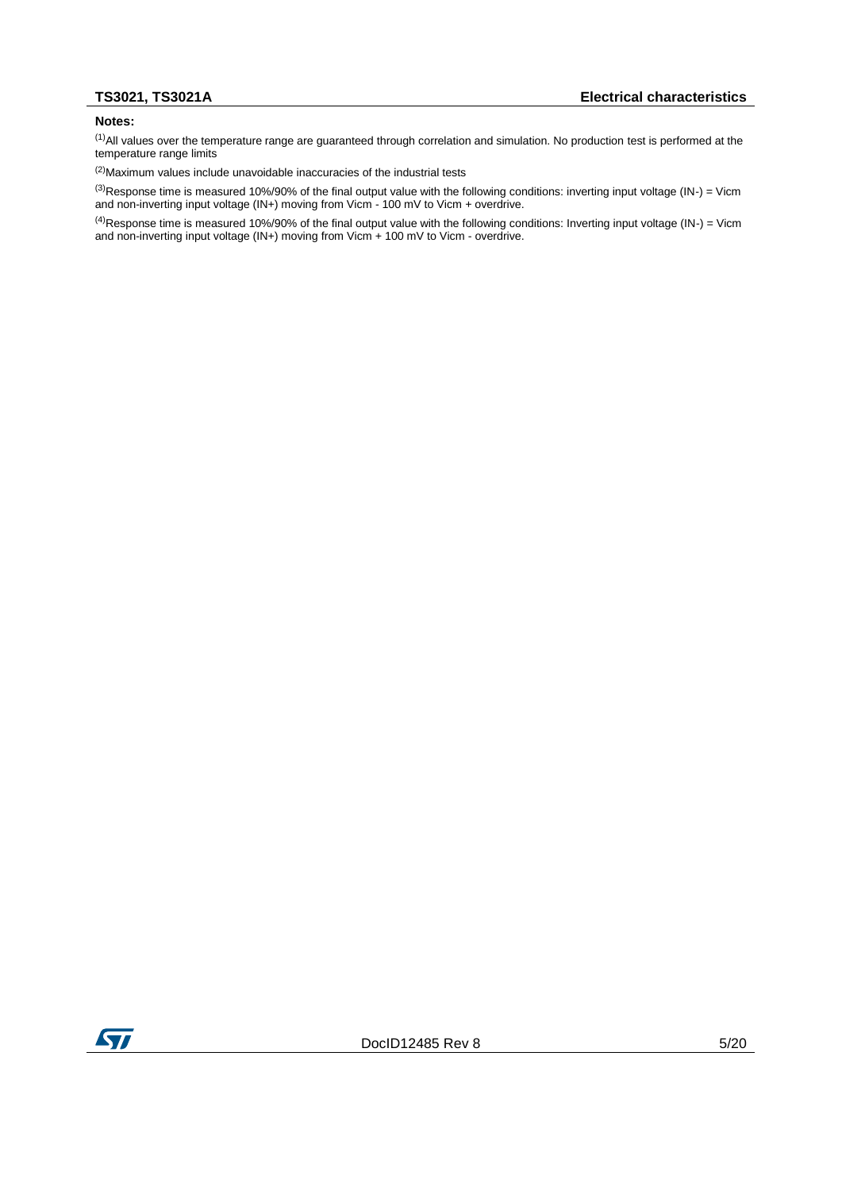**Notes:**

(1)All values over the temperature range are guaranteed through correlation and simulation. No production test is performed at the temperature range limits

(2)Maximum values include unavoidable inaccuracies of the industrial tests

(3)Response time is measured 10%/90% of the final output value with the following conditions: inverting input voltage (IN-) = Vicm and non-inverting input voltage (IN+) moving from Vicm - 100 mV to Vicm + overdrive.

(4)Response time is measured 10%/90% of the final output value with the following conditions: Inverting input voltage (IN-) = Vicm and non-inverting input voltage (IN+) moving from Vicm + 100 mV to Vicm - overdrive.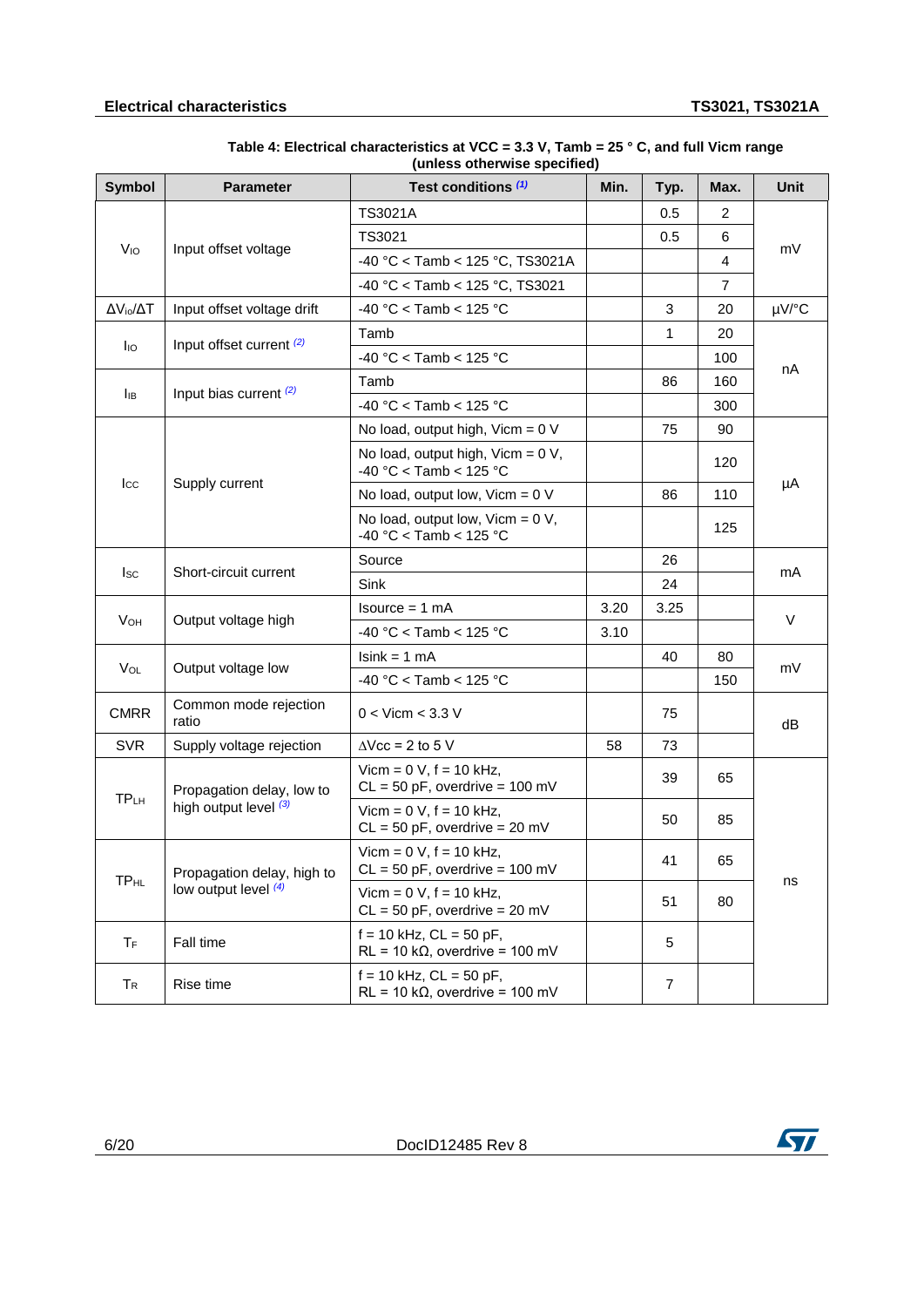Table 4: Electrical characteristics at VCC = 3.3 V, Tamb = 25 ° C, and full Vicm range (unless otherwise specified)

| Symbol | Parameter | Test conditions [(1)] | Min. | Typ. | Max. | Unit |
|---|---|---|---|---|---|---|
| $V_{IO}$ | Input offset voltage | TS3021A | | 0.5 | 2 | mV |
| | | TS3021 | | 0.5 | 6 | |
| | | -40 °C < Tamb < 125 °C, TS3021A | | | 4 | |
| | | -40 °C < Tamb < 125 °C, TS3021 | | | 7 | |
| $\Delta V_{io}/\Delta T$ | Input offset voltage drift | -40 °C < Tamb < 125 °C | | 3 | 20 | μV/°C |
| $I_{IO}$ | Input offset current [(2)] | Tamb | | 1 | 20 | nA |
| | | -40 °C < Tamb < 125 °C | | | 100 | |
| $I_{IB}$ | Input bias current [(2)] | Tamb | | 86 | 160 | |
| | | -40 °C < Tamb < 125 °C | | | 300 | |
| $I_{CC}$ | Supply current | No load, output high, Vicm = 0 V | | 75 | 90 | μA |
| | | No load, output high, Vicm = 0 V, -40 °C < Tamb < 125 °C | | | 120 | |
| | | No load, output low, Vicm = 0 V | | 86 | 110 | |
| | | No load, output low, Vicm = 0 V, -40 °C < Tamb < 125 °C | | | 125 | |
| $I_{SC}$ | Short-circuit current | Source | | 26 | | mA |
| | | Sink | | 24 | | |
| $V_{OH}$ | Output voltage high | Isource = 1 mA | 3.20 | 3.25 | | V |
| | | -40 °C < Tamb < 125 °C | 3.10 | | | |
| $V_{OL}$ | Output voltage low | Isink = 1 mA | | 40 | 80 | mV |
| | | -40 °C < Tamb < 125 °C | | | 150 | |
| CMRR | Common mode rejection ratio | 0 < Vicm < 3.3 V | | 75 | | dB |
| SVR | Supply voltage rejection | ΔVcc = 2 to 5 V | 58 | 73 | | |
| $TP_{LH}$ | Propagation delay, low to high output level [(3)] | Vicm = 0 V, f = 10 kHz, CL = 50 pF, overdrive = 100 mV | | 39 | 65 | ns |
| | | Vicm = 0 V, f = 10 kHz, CL = 50 pF, overdrive = 20 mV | | 50 | 85 | |
| $TP_{HL}$ | Propagation delay, high to low output level [(4)] | Vicm = 0 V, f = 10 kHz, CL = 50 pF, overdrive = 100 mV | | 41 | 65 | |
| | | Vicm = 0 V, f = 10 kHz, CL = 50 pF, overdrive = 20 mV | | 51 | 80 | |
| $T_F$ | Fall time | f = 10 kHz, CL = 50 pF, RL = 10 kΩ, overdrive = 100 mV | | 5 | | |
| $T_R$ | Rise time | f = 10 kHz, CL = 50 pF, RL = 10 kΩ, overdrive = 100 mV | | 7 | | |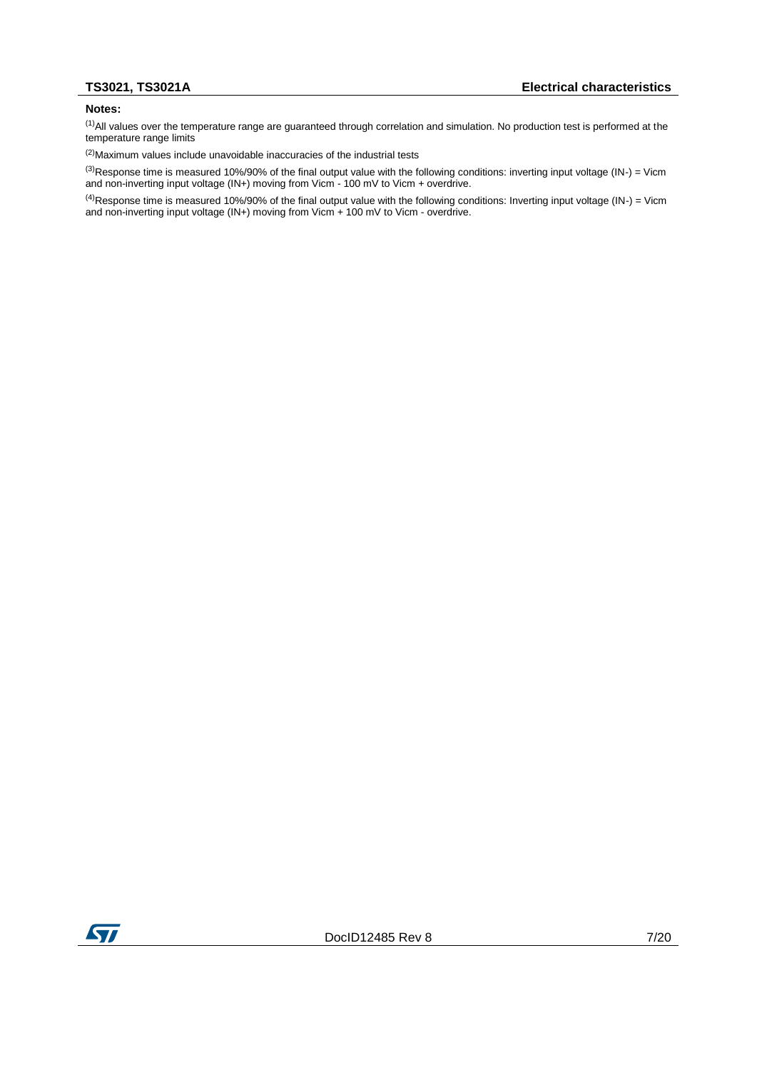**Notes:**

(1)All values over the temperature range are guaranteed through correlation and simulation. No production test is performed at the temperature range limits

(2)Maximum values include unavoidable inaccuracies of the industrial tests

(3)Response time is measured 10%/90% of the final output value with the following conditions: inverting input voltage (IN-) = Vicm and non-inverting input voltage (IN+) moving from Vicm - 100 mV to Vicm + overdrive.

(4)Response time is measured 10%/90% of the final output value with the following conditions: Inverting input voltage (IN-) = Vicm and non-inverting input voltage (IN+) moving from Vicm + 100 mV to Vicm - overdrive.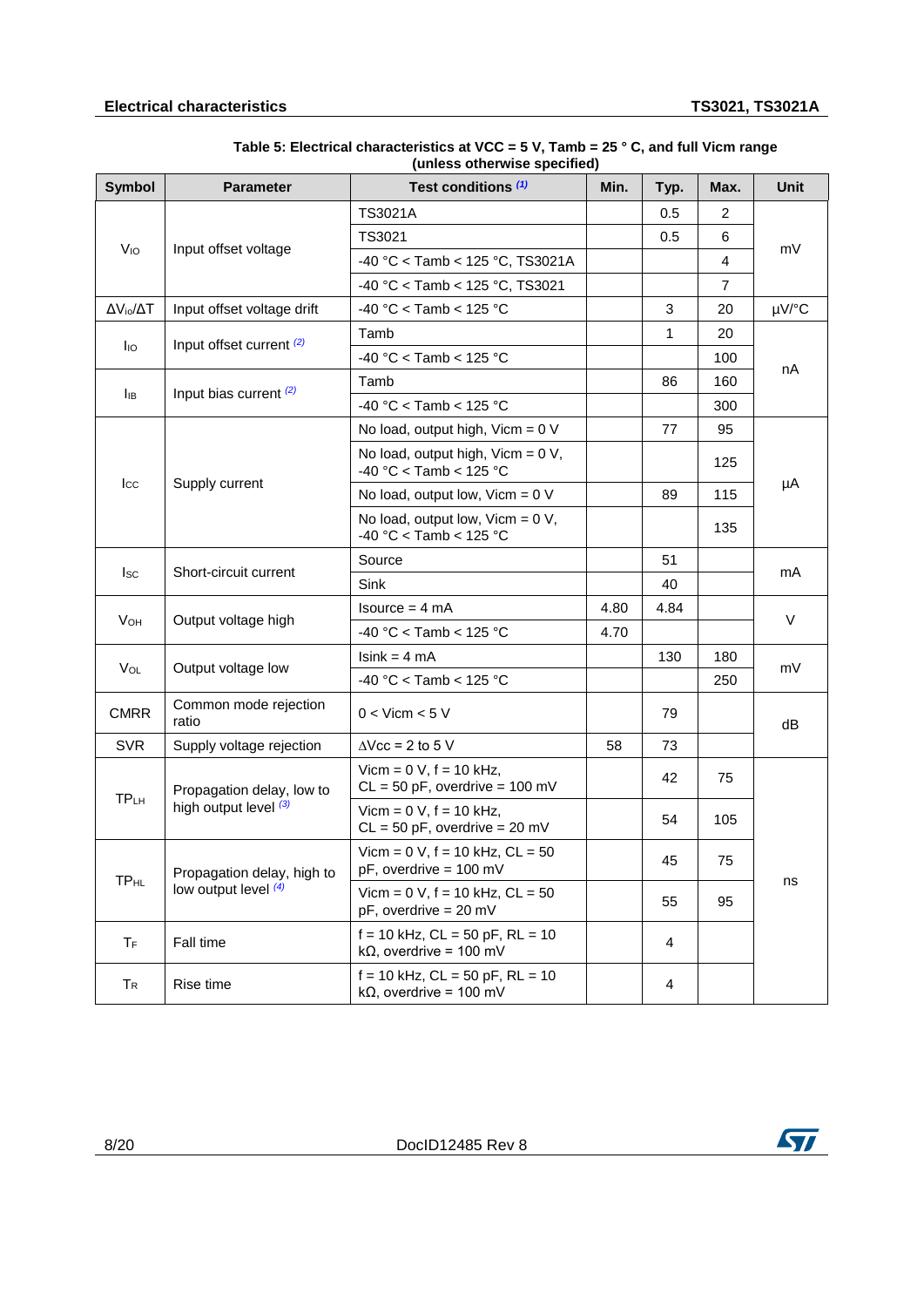Table 5: Electrical characteristics at VCC = 5 V, Tamb = 25 ° C, and full Vicm range (unless otherwise specified)

| Symbol | Parameter | Test conditions [(1)] | Min. | Typ. | Max. | Unit |
|---|---|---|---|---|---|---|
| $V_{IO}$ | Input offset voltage | TS3021A | | 0.5 | 2 | mV |
| | | TS3021 | | 0.5 | 6 | |
| | | -40 °C < Tamb < 125 °C, TS3021A | | | 4 | |
| | | -40 °C < Tamb < 125 °C, TS3021 | | | 7 | |
| $\Delta V_{io}/\Delta T$ | Input offset voltage drift | -40 °C < Tamb < 125 °C | | 3 | 20 | µV/°C |
| $I_{IO}$ | Input offset current [(2)] | Tamb | | 1 | 20 | nA |
| | | -40 °C < Tamb < 125 °C | | | 100 | |
| $I_{IB}$ | Input bias current [(2)] | Tamb | | 86 | 160 | |
| | | -40 °C < Tamb < 125 °C | | | 300 | |
| $I_{CC}$ | Supply current | No load, output high, Vicm = 0 V | | 77 | 95 | µA |
| | | No load, output high, Vicm = 0 V, -40 °C < Tamb < 125 °C | | | 125 | |
| | | No load, output low, Vicm = 0 V | | 89 | 115 | |
| | | No load, output low, Vicm = 0 V, -40 °C < Tamb < 125 °C | | | 135 | |
| $I_{SC}$ | Short-circuit current | Source | | 51 | | mA |
| | | Sink | | 40 | | |
| $V_{OH}$ | Output voltage high | Isource = 4 mA | 4.80 | 4.84 | | V |
| | | -40 °C < Tamb < 125 °C | 4.70 | | | |
| $V_{OL}$ | Output voltage low | Isink = 4 mA | | 130 | 180 | mV |
| | | -40 °C < Tamb < 125 °C | | | 250 | |
| CMRR | Common mode rejection ratio | 0 < Vicm < 5 V | | 79 | | dB |
| SVR | Supply voltage rejection | ΔVcc = 2 to 5 V | 58 | 73 | | |
| $TP_{LH}$ | Propagation delay, low to high output level [(3)] | Vicm = 0 V, f = 10 kHz, CL = 50 pF, overdrive = 100 mV | | 42 | 75 | ns |
| | | Vicm = 0 V, f = 10 kHz, CL = 50 pF, overdrive = 20 mV | | 54 | 105 | |
| $TP_{HL}$ | Propagation delay, high to low output level [(4)] | Vicm = 0 V, f = 10 kHz, CL = 50 pF, overdrive = 100 mV | | 45 | 75 | |
| | | Vicm = 0 V, f = 10 kHz, CL = 50 pF, overdrive = 20 mV | | 55 | 95 | |
| $T_F$ | Fall time | f = 10 kHz, CL = 50 pF, RL = 10 kΩ, overdrive = 100 mV | | 4 | | |
| $T_R$ | Rise time | f = 10 kHz, CL = 50 pF, RL = 10 kΩ, overdrive = 100 mV | | 4 | | |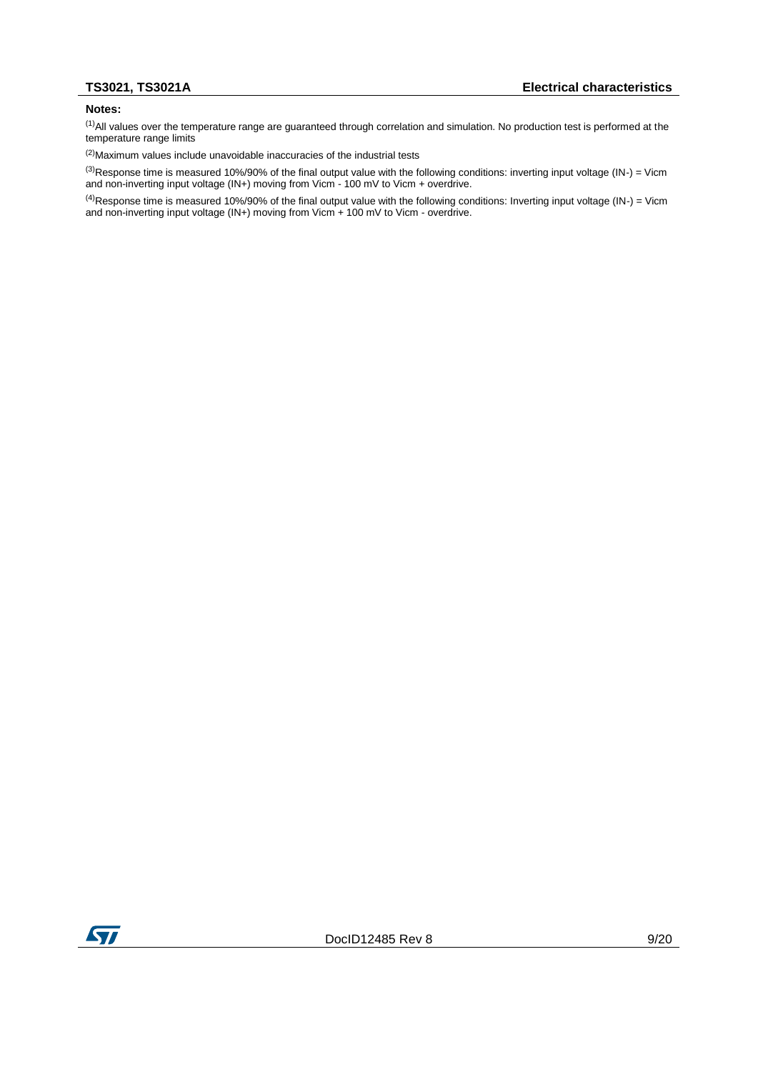**Notes:**

[1]All values over the temperature range are guaranteed through correlation and simulation. No production test is performed at the temperature range limits

[2]Maximum values include unavoidable inaccuracies of the industrial tests

[3]Response time is measured 10%/90% of the final output value with the following conditions: inverting input voltage (IN-) = Vicm and non-inverting input voltage (IN+) moving from Vicm - 100 mV to Vicm + overdrive.

[4]Response time is measured 10%/90% of the final output value with the following conditions: Inverting input voltage (IN-) = Vicm and non-inverting input voltage (IN+) moving from Vicm + 100 mV to Vicm - overdrive.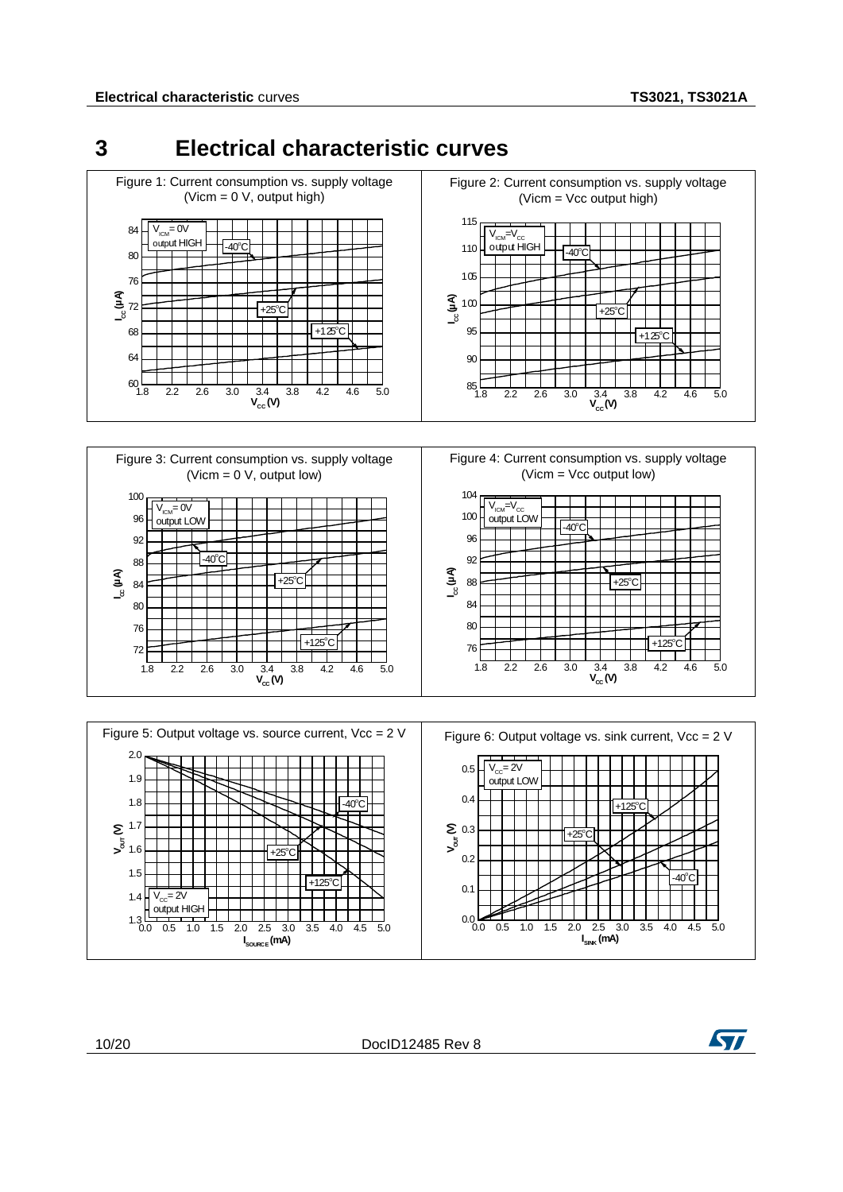# 3 Electrical characteristic curves

Figure 1: Current consumption vs. supply voltage (Vicm = 0 V, output high)

$V_{ICM}$ = 0V
output HIGH
-40°C
+25°C
+125°C
$I_{cc}$ (µA)
84
80
76
72
68
64
60
1.8 2.2 2.6 3.0 3.4 3.8 4.2 4.6 5.0
$V_{cc}$ (V)

Figure 2: Current consumption vs. supply voltage (Vicm = Vcc output high)

$V_{ICM}$=$V_{CC}$
output HIGH
-40°C
+25°C
+125°C
$I_{cc}$ (µA)
115
110
105
100
95
90
85
1.8 2.2 2.6 3.0 3.4 3.8 4.2 4.6 5.0
$V_{cc}$ (V)

Figure 3: Current consumption vs. supply voltage (Vicm = 0 V, output low)

$V_{ICM}$ = 0V
output LOW
-40°C
+25°C
+125°C
$I_{cc}$ (µA)
100
96
92
88
84
80
76
72
1.8 2.2 2.6 3.0 3.4 3.8 4.2 4.6 5.0
$V_{cc}$ (V)

Figure 4: Current consumption vs. supply voltage (Vicm = Vcc output low)

$V_{ICM}$=$V_{CC}$
output LOW
-40°C
+25°C
+125°C
$I_{cc}$ (µA)
104
100
96
92
88
84
80
76
1.8 2.2 2.6 3.0 3.4 3.8 4.2 4.6 5.0
$V_{cc}$ (V)

Figure 5: Output voltage vs. source current, Vcc = 2 V

-40°C
+25°C
+125°C
$V_{CC}$ = 2V
output HIGH
$V_{OUT}$ (V)
2.0
1.9
1.8
1.7
1.6
1.5
1.4
1.3
0.0 0.5 1.0 1.5 2.0 2.5 3.0 3.5 4.0 4.5 5.0
$I_{SOURCE}$ (mA)

Figure 6: Output voltage vs. sink current, Vcc = 2 V

$V_{CC}$ = 2V
output LOW
+125°C
+25°C
-40°C
$V_{OUT}$ (V)
0.5
0.4
0.3
0.2
0.1
0.0
0.0 0.5 1.0 1.5 2.0 2.5 3.0 3.5 4.0 4.5 5.0
$I_{SINK}$ (mA)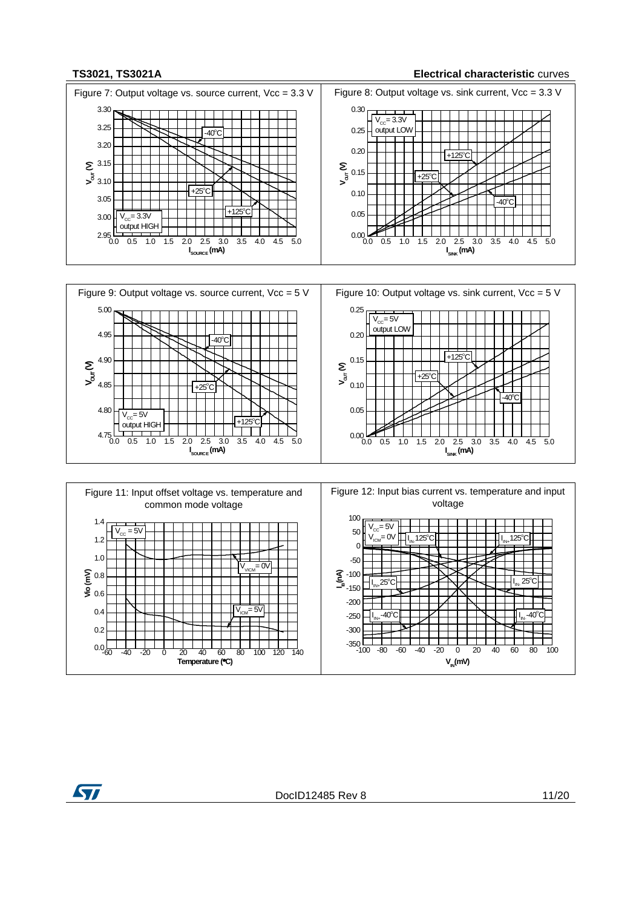Figure 7: Output voltage vs. source current, Vcc = 3.3 V

3.30
3.25
3.20
3.15
3.10
3.05
3.00
2.95
$V_{OUT}$ (V)
0.0 0.5 1.0 1.5 2.0 2.5 3.0 3.5 4.0 4.5 5.0
$I_{SOURCE}$ (mA)
-40°C
+25°C
+125°C
$V_{CC}$ = 3.3V
output HIGH

Figure 8: Output voltage vs. sink current, Vcc = 3.3 V

0.30
0.25
0.20
0.15
0.10
0.05
0.00
$V_{OUT}$ (V)
0.0 0.5 1.0 1.5 2.0 2.5 3.0 3.5 4.0 4.5 5.0
$I_{SINK}$ (mA)
$V_{CC}$ = 3.3V
output LOW
+125°C
+25°C
-40°C

Figure 9: Output voltage vs. source current, Vcc = 5 V

5.00
4.95
4.90
4.85
4.80
4.75
$V_{OUT}$ (V)
0.0 0.5 1.0 1.5 2.0 2.5 3.0 3.5 4.0 4.5 5.0
$I_{SOURCE}$ (mA)
-40°C
+25°C
+125°C
$V_{CC}$ = 5V
output HIGH

Figure 10: Output voltage vs. sink current, Vcc = 5 V

0.25
0.20
0.15
0.10
0.05
0.00
$V_{OUT}$ (V)
0.0 0.5 1.0 1.5 2.0 2.5 3.0 3.5 4.0 4.5 5.0
$I_{SINK}$ (mA)
$V_{CC}$ = 5V
output LOW
+125°C
+25°C
-40°C

Figure 11: Input offset voltage vs. temperature and common mode voltage

1.4
1.2
1.0
0.8
0.6
0.4
0.2
0.0
Vio (mV)
-60 -40 -20 0 20 40 60 80 100 120 140
Temperature (°C)
$V_{CC}$ = 5V
$V_{ICM}$ = 0V
$V_{ICM}$ = 5V

Figure 12: Input bias current vs. temperature and input voltage

100
50
0
-50
-100
-150
-200
-250
-300
-350
$I_{IB}$ (nA)
-100 -80 -60 -40 -20 0 20 40 60 80 100
$V_{IN}$ (mV)
$V_{CC}$ = 5V
$V_{ICM}$ = 0V
$I_{IN-}$ 125°C
$I_{IN+}$ 125°C
$I_{IN+}$ 25°C
$I_{IN-}$ 25°C
$I_{IN+}$ -40°C
$I_{IN-}$ -40°C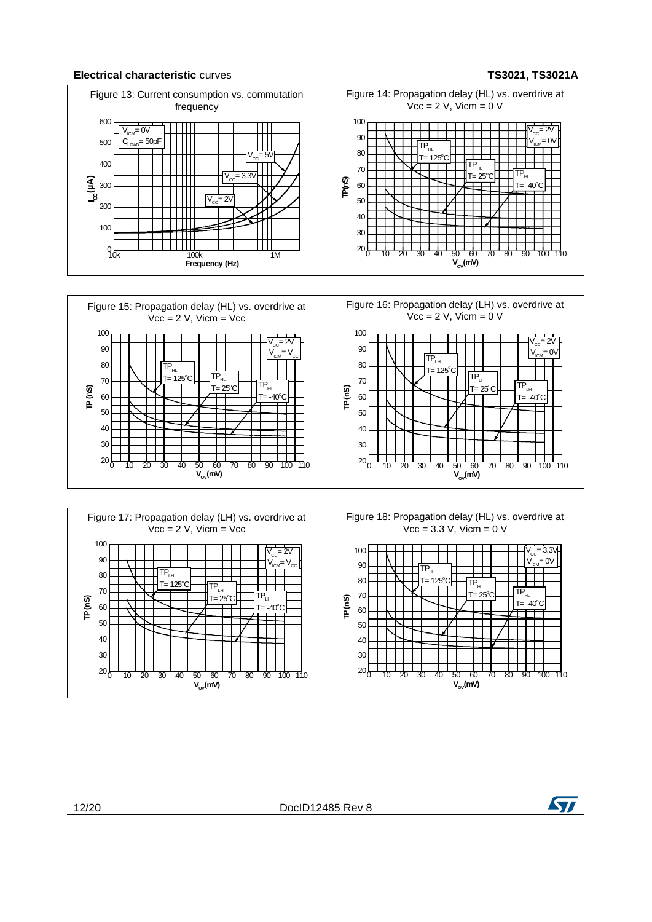Figure 13: Current consumption vs. commutation frequency

Figure 14: Propagation delay (HL) vs. overdrive at Vcc = 2 V, Vicm = 0 V

Figure 15: Propagation delay (HL) vs. overdrive at Vcc = 2 V, Vicm = Vcc

Figure 16: Propagation delay (LH) vs. overdrive at Vcc = 2 V, Vicm = 0 V

Figure 17: Propagation delay (LH) vs. overdrive at Vcc = 2 V, Vicm = Vcc

Figure 18: Propagation delay (HL) vs. overdrive at Vcc = 3.3 V, Vicm = 0 V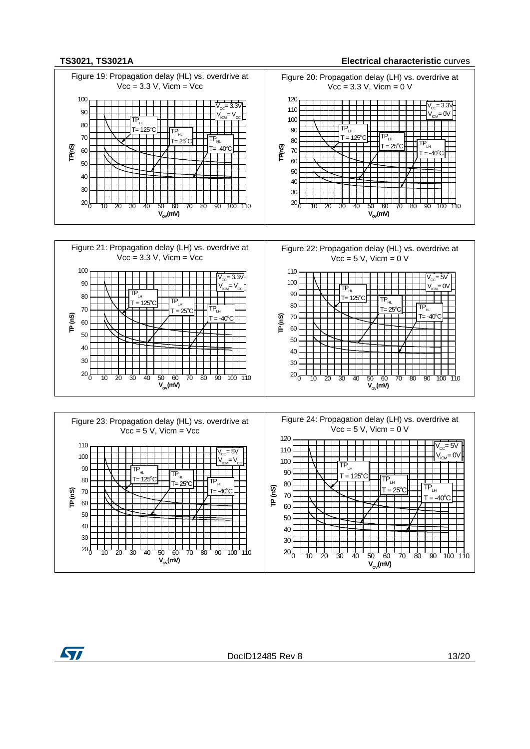Figure 19: Propagation delay (HL) vs. overdrive at Vcc = 3.3 V, Vicm = Vcc

TP(nS)

100
90
80
70
60
50
40
30
20

0 10 20 30 40 50 60 70 80 90 100 110

$V_{ov}$(mV)

$V_{CC}$= 3.3V
$V_{ICM}$= $V_{CC}$

$TP_{HL}$
T= 125°C

$TP_{HL}$
T= 25°C

$TP_{HL}$
T= -40°C

Figure 20: Propagation delay (LH) vs. overdrive at Vcc = 3.3 V, Vicm = 0 V

TP(nS)

120
110
100
90
80
70
60
50
40
30
20

0 10 20 30 40 50 60 70 80 90 100 110

$V_{ov}$(mV)

$V_{CC}$= 3.3V
$V_{ICM}$= 0V

$TP_{LH}$
T = 125°C

$TP_{LH}$
T = 25°C

$TP_{LH}$
T = -40°C

Figure 21: Propagation delay (LH) vs. overdrive at Vcc = 3.3 V, Vicm = Vcc

TP (nS)

100
90
80
70
60
50
40
30
20

0 10 20 30 40 50 60 70 80 90 100 110

$V_{ov}$(mV)

$V_{CC}$= 3.3V
$V_{ICM}$= $V_{CC}$

$TP_{LH}$
T = 125°C

$TP_{LH}$
T = 25°C

$TP_{LH}$
T = -40°C

Figure 22: Propagation delay (HL) vs. overdrive at Vcc = 5 V, Vicm = 0 V

TP (nS)

110
100
90
80
70
60
50
40
30
20

0 10 20 30 40 50 60 70 80 90 100 110

$V_{ov}$(mV)

$V_{CC}$= 5V
$V_{ICM}$= 0V

$TP_{HL}$
T= 125°C

$TP_{HL}$
T= 25°C

$TP_{HL}$
T= -40°C

Figure 23: Propagation delay (HL) vs. overdrive at Vcc = 5 V, Vicm = Vcc

TP (nS)

110
100
90
80
70
60
50
40
30
20

0 10 20 30 40 50 60 70 80 90 100 110

$V_{ov}$(mV)

$V_{CC}$= 5V
$V_{ICM}$= $V_{CC}$

$TP_{HL}$
T= 125°C

$TP_{HL}$
T= 25°C

$TP_{HL}$
T= -40°C

Figure 24: Propagation delay (LH) vs. overdrive at Vcc = 5 V, Vicm = 0 V

TP (nS)

120
110
100
90
80
70
60
50
40
30
20

0 10 20 30 40 50 60 70 80 90 100 110

$V_{ov}$(mV)

$V_{CC}$= 5V
$V_{ICM}$= 0V

$TP_{LH}$
T = 125°C

$TP_{LH}$
T = 25°C

$TP_{LH}$
T = -40°C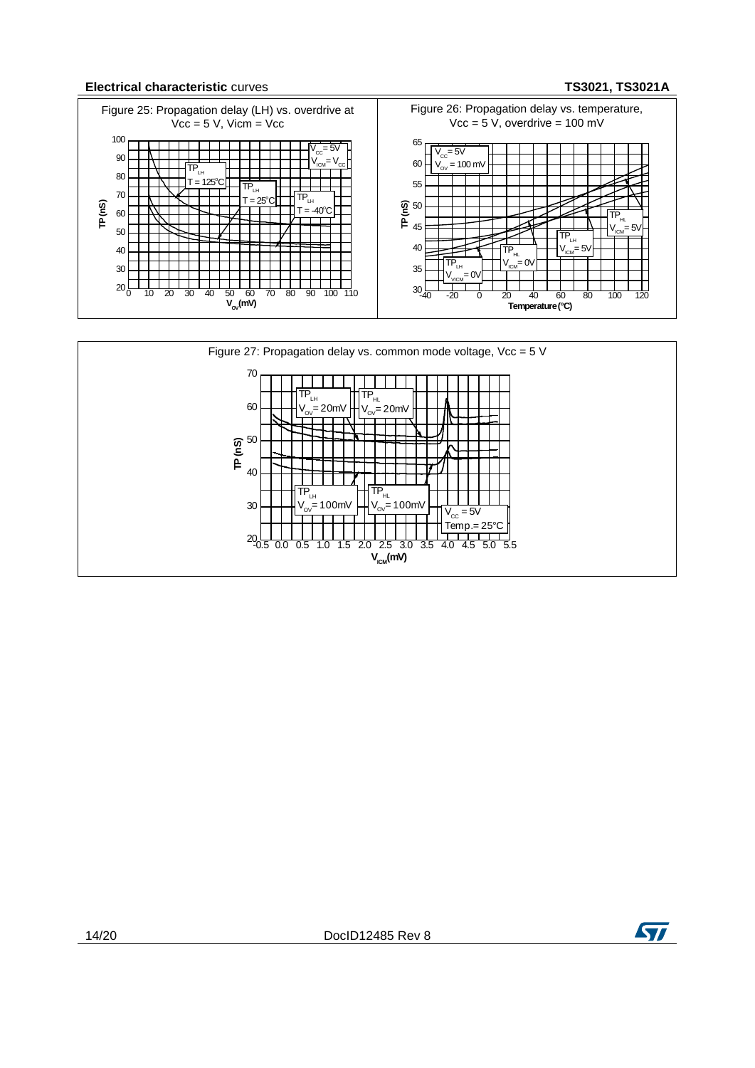Figure 25: Propagation delay (LH) vs. overdrive at Vcc = 5 V, Vicm = Vcc

$V_{CC}$ = 5V
$V_{ICM}$ = $V_{CC}$

$TP_{LH}$
T = 125°C

$TP_{LH}$
T = 25°C

$TP_{LH}$
T = -40°C

TP (nS)

100
90
80
70
60
50
40
30
20

0 10 20 30 40 50 60 70 80 90 100 110

$V_{OV}$(mV)

Figure 26: Propagation delay vs. temperature, Vcc = 5 V, overdrive = 100 mV

$V_{CC}$ = 5V
$V_{OV}$ = 100 mV

$TP_{HL}$
$V_{ICM}$ = 5V

$TP_{LH}$
$V_{ICM}$ = 5V

$TP_{HL}$
$V_{ICM}$ = 0V

$TP_{LH}$
$V_{VICM}$ = 0V

TP (nS)

65
60
55
50
45
40
35
30

-40 -20 0 20 40 60 80 100 120

Temperature (°C)

Figure 27: Propagation delay vs. common mode voltage, Vcc = 5 V

$TP_{LH}$
$V_{OV}$ = 20mV

$TP_{HL}$
$V_{OV}$ = 20mV

$TP_{LH}$
$V_{OV}$ = 100mV

$TP_{HL}$
$V_{OV}$ = 100mV

$V_{CC}$ = 5V
Temp.= 25°C

TP (nS)

70
60
50
40
30
20

-0.5 0.0 0.5 1.0 1.5 2.0 2.5 3.0 3.5 4.0 4.5 5.0 5.5

$V_{ICM}$(mV)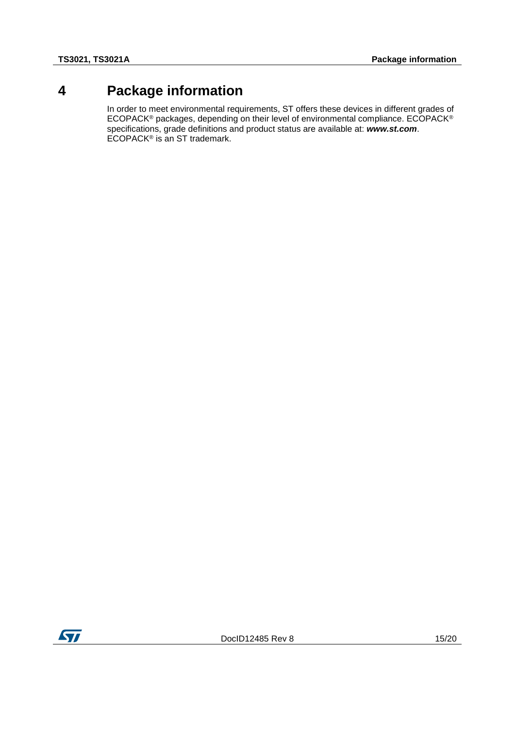# 4 Package information

In order to meet environmental requirements, ST offers these devices in different grades of ECOPACK® packages, depending on their level of environmental compliance. ECOPACK® specifications, grade definitions and product status are available at: ***www.st.com***. ECOPACK® is an ST trademark.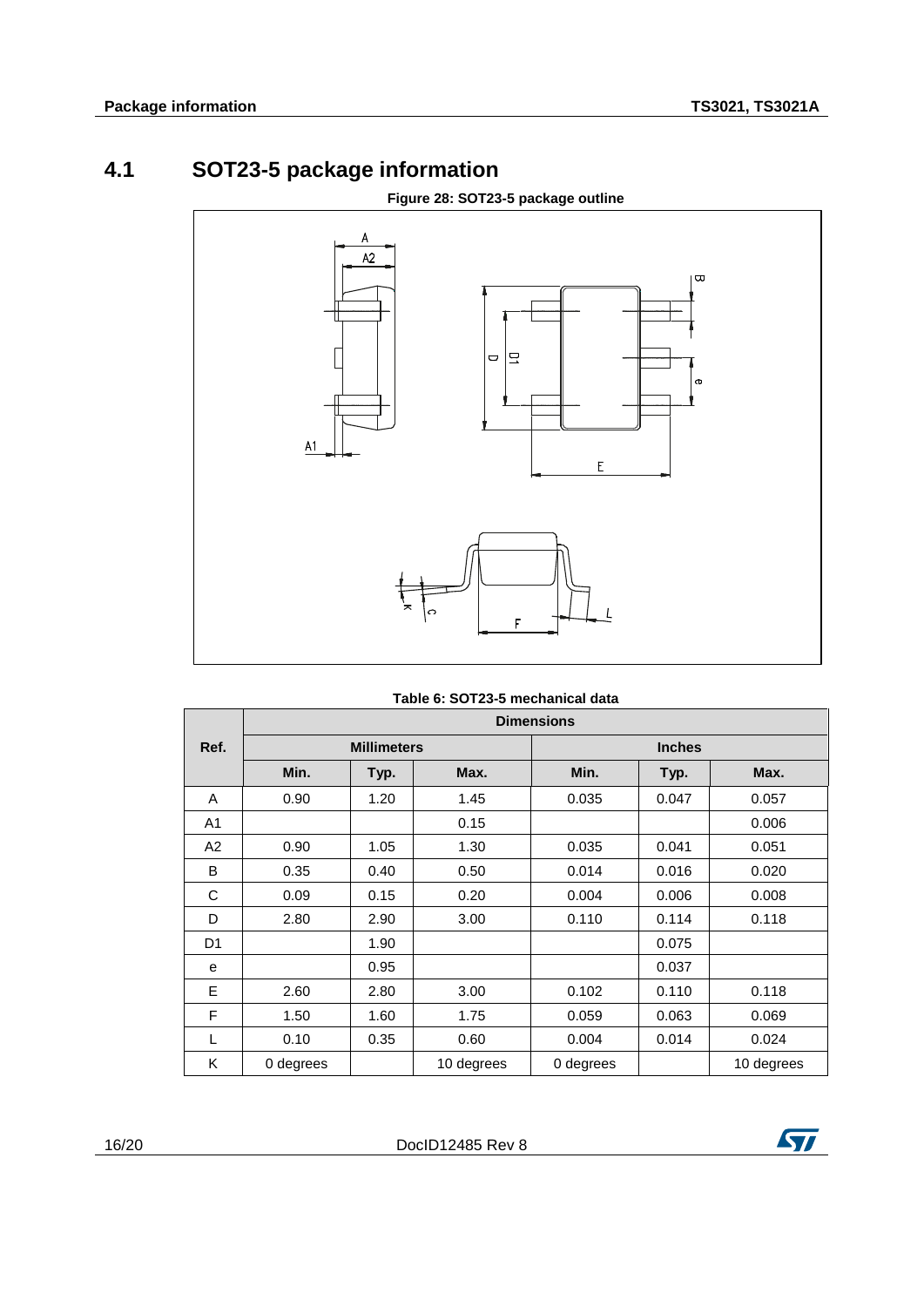## 4.1 SOT23-5 package information

**Figure 28: SOT23-5 package outline**

A
A2
A1
B
D
D1
e
E
K
c
F
L

**Table 6: SOT23-5 mechanical data**

| Ref. | Dimensions | | | | | |
|---|---|---|---|---|---|---|
| | Millimeters | | | Inches | | |
| | Min. | Typ. | Max. | Min. | Typ. | Max. |
| A | 0.90 | 1.20 | 1.45 | 0.035 | 0.047 | 0.057 |
| A1 | | | 0.15 | | | 0.006 |
| A2 | 0.90 | 1.05 | 1.30 | 0.035 | 0.041 | 0.051 |
| B | 0.35 | 0.40 | 0.50 | 0.014 | 0.016 | 0.020 |
| C | 0.09 | 0.15 | 0.20 | 0.004 | 0.006 | 0.008 |
| D | 2.80 | 2.90 | 3.00 | 0.110 | 0.114 | 0.118 |
| D1 | | 1.90 | | | 0.075 | |
| e | | 0.95 | | | 0.037 | |
| E | 2.60 | 2.80 | 3.00 | 0.102 | 0.110 | 0.118 |
| F | 1.50 | 1.60 | 1.75 | 0.059 | 0.063 | 0.069 |
| L | 0.10 | 0.35 | 0.60 | 0.004 | 0.014 | 0.024 |
| K | 0 degrees | | 10 degrees | 0 degrees | | 10 degrees |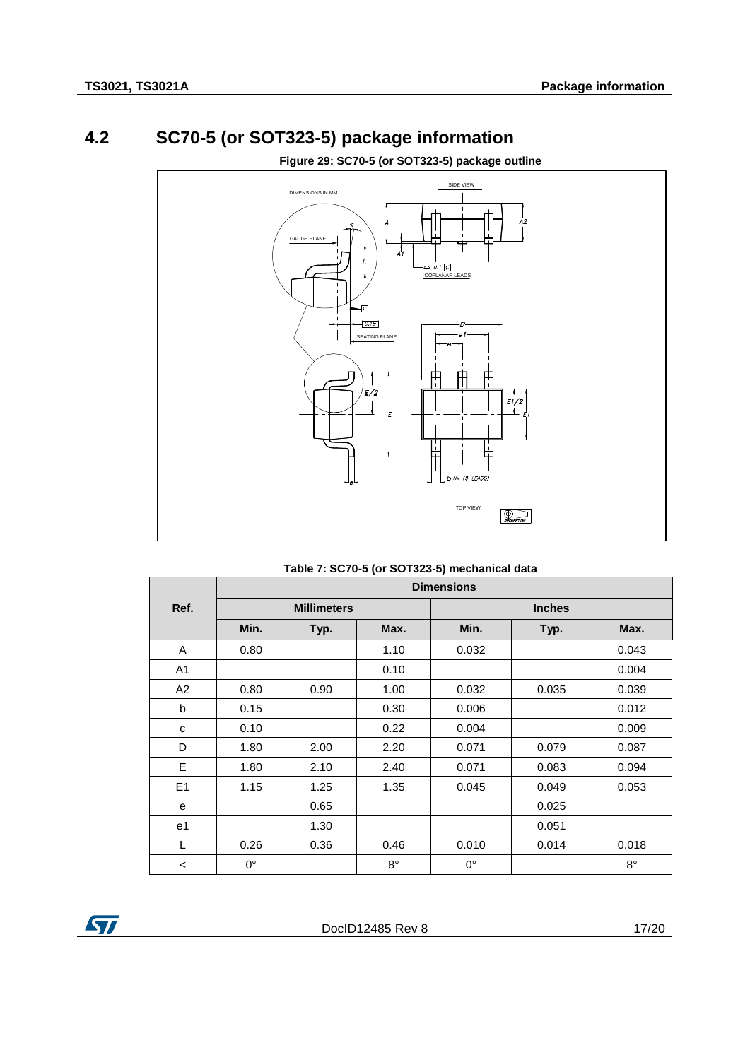## 4.2 SC70-5 (or SOT323-5) package information

**Figure 29: SC70-5 (or SOT323-5) package outline**

DIMENSIONS IN MM

SIDE VIEW

GAUGE PLANE

SEATING PLANE

COPLANAR LEADS

TOP VIEW

b Nx (5 LEADS)

**Table 7: SC70-5 (or SOT323-5) mechanical data**

| Ref. | Dimensions | | | | | |
|---|---|---|---|---|---|---|
| | Millimeters | | | Inches | | |
| | Min. | Typ. | Max. | Min. | Typ. | Max. |
| A | 0.80 | | 1.10 | 0.032 | | 0.043 |
| A1 | | | 0.10 | | | 0.004 |
| A2 | 0.80 | 0.90 | 1.00 | 0.032 | 0.035 | 0.039 |
| b | 0.15 | | 0.30 | 0.006 | | 0.012 |
| c | 0.10 | | 0.22 | 0.004 | | 0.009 |
| D | 1.80 | 2.00 | 2.20 | 0.071 | 0.079 | 0.087 |
| E | 1.80 | 2.10 | 2.40 | 0.071 | 0.083 | 0.094 |
| E1 | 1.15 | 1.25 | 1.35 | 0.045 | 0.049 | 0.053 |
| e | | 0.65 | | | 0.025 | |
| e1 | | 1.30 | | | 0.051 | |
| L | 0.26 | 0.36 | 0.46 | 0.010 | 0.014 | 0.018 |
| < | 0° | | 8° | 0° | | 8° |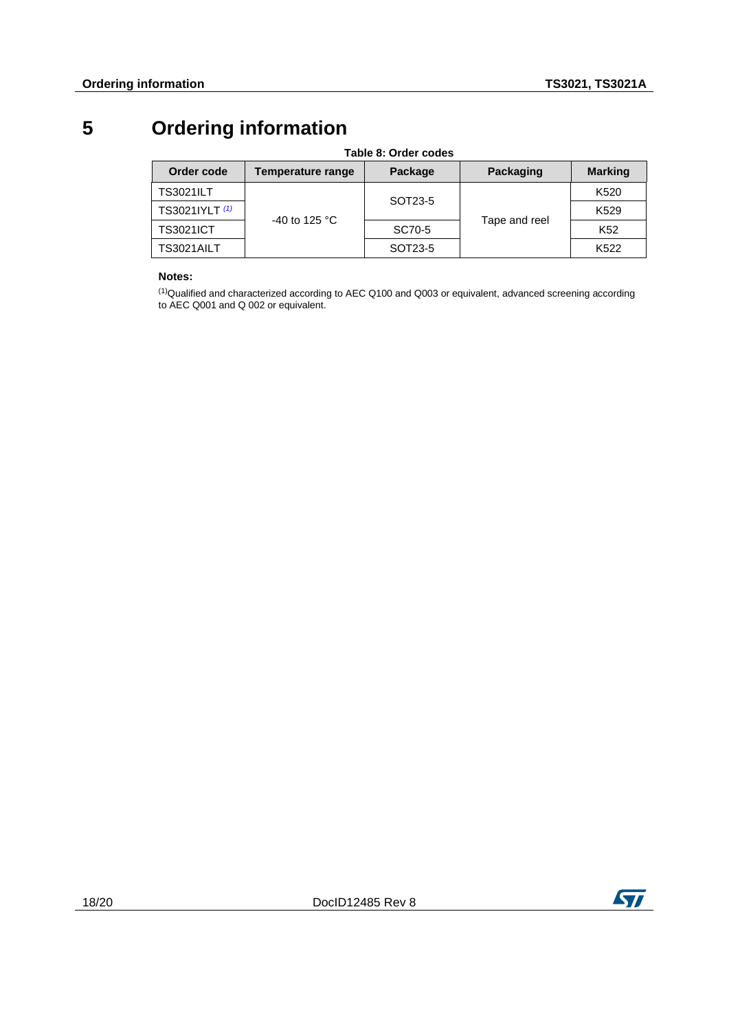# 5 Ordering information

**Table 8: Order codes**

| Order code | Temperature range | Package | Packaging | Marking |
|---|---|---|---|---|
| TS3021ILT | -40 to 125 °C | SOT23-5 | Tape and reel | K520 |
| TS3021IYLT [(1)] | | | | K529 |
| TS3021ICT | | SC70-5 | | K52 |
| TS3021AILT | | SOT23-5 | | K522 |

**Notes:**

[(1)]Qualified and characterized according to AEC Q100 and Q003 or equivalent, advanced screening according to AEC Q001 and Q 002 or equivalent.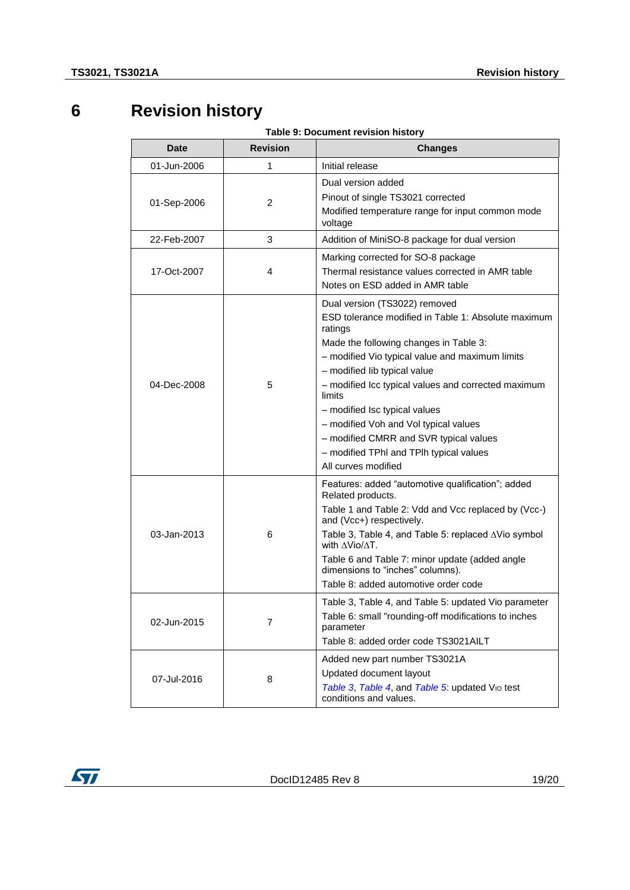# 6 Revision history

**Table 9: Document revision history**

| Date | Revision | Changes |
|---|---|---|
| 01-Jun-2006 | 1 | Initial release |
| 01-Sep-2006 | 2 | Dual version added<br>Pinout of single TS3021 corrected<br>Modified temperature range for input common mode voltage |
| 22-Feb-2007 | 3 | Addition of MiniSO-8 package for dual version |
| 17-Oct-2007 | 4 | Marking corrected for SO-8 package<br>Thermal resistance values corrected in AMR table<br>Notes on ESD added in AMR table |
| 04-Dec-2008 | 5 | Dual version (TS3022) removed<br>ESD tolerance modified in Table 1: Absolute maximum ratings<br>Made the following changes in Table 3:<br>– modified Vio typical value and maximum limits<br>– modified Iib typical value<br>– modified Icc typical values and corrected maximum limits<br>– modified Isc typical values<br>– modified Voh and Vol typical values<br>– modified CMRR and SVR typical values<br>– modified TPhl and TPlh typical values<br>All curves modified |
| 03-Jan-2013 | 6 | Features: added “automotive qualification”; added Related products.<br>Table 1 and Table 2: Vdd and Vcc replaced by (Vcc-) and (Vcc+) respectively.<br>Table 3, Table 4, and Table 5: replaced ΔVio symbol with ΔVio/ΔT.<br>Table 6 and Table 7: minor update (added angle dimensions to “inches” columns).<br>Table 8: added automotive order code |
| 02-Jun-2015 | 7 | Table 3, Table 4, and Table 5: updated Vio parameter<br>Table 6: small "rounding-off modifications to inches parameter<br>Table 8: added order code TS3021AILT |
| 07-Jul-2016 | 8 | Added new part number TS3021A<br>Updated document layout<br>*Table 3*, *Table 4*, and *Table 5*: updated $V_{IO}$ test conditions and values. |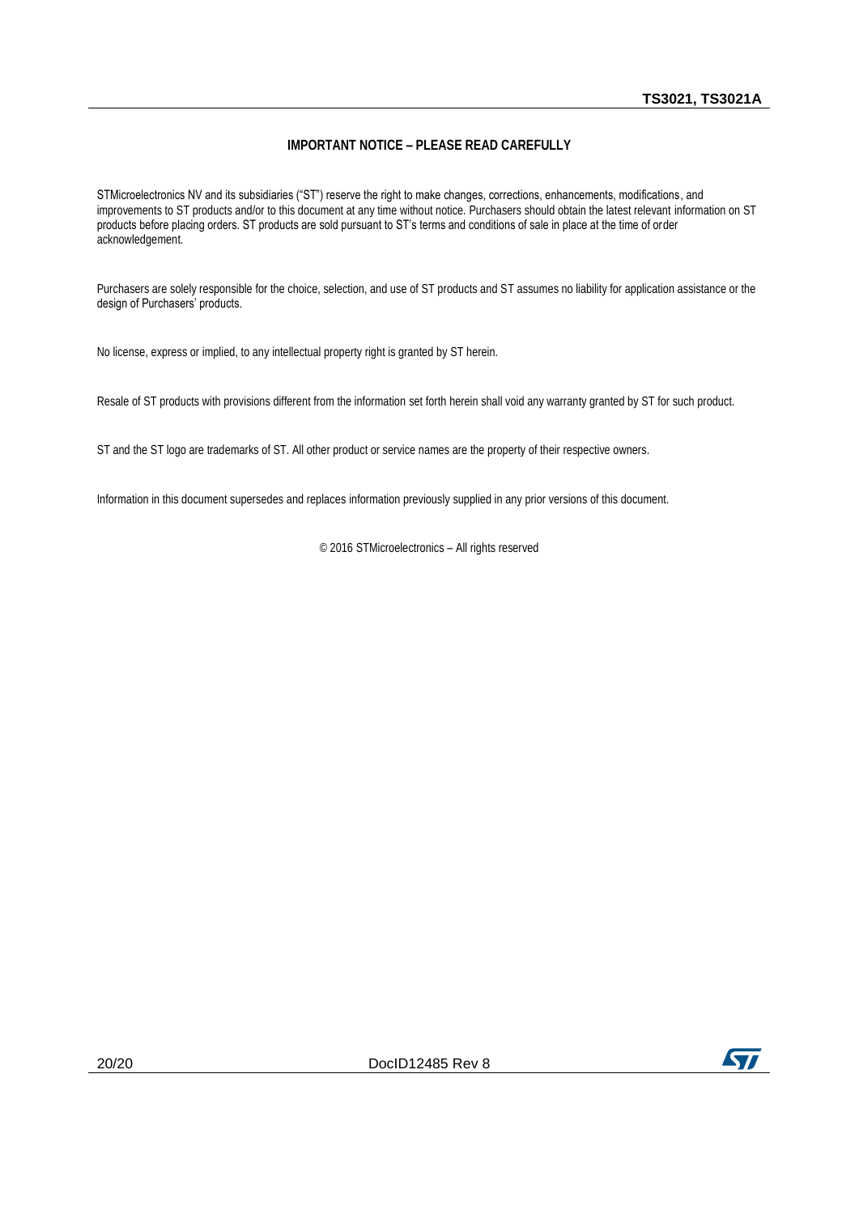**IMPORTANT NOTICE – PLEASE READ CAREFULLY**

STMicroelectronics NV and its subsidiaries ("ST") reserve the right to make changes, corrections, enhancements, modifications, and improvements to ST products and/or to this document at any time without notice. Purchasers should obtain the latest relevant information on ST products before placing orders. ST products are sold pursuant to ST's terms and conditions of sale in place at the time of order acknowledgement.

Purchasers are solely responsible for the choice, selection, and use of ST products and ST assumes no liability for application assistance or the design of Purchasers' products.

No license, express or implied, to any intellectual property right is granted by ST herein.

Resale of ST products with provisions different from the information set forth herein shall void any warranty granted by ST for such product.

ST and the ST logo are trademarks of ST. All other product or service names are the property of their respective owners.

Information in this document supersedes and replaces information previously supplied in any prior versions of this document.

© 2016 STMicroelectronics – All rights reserved